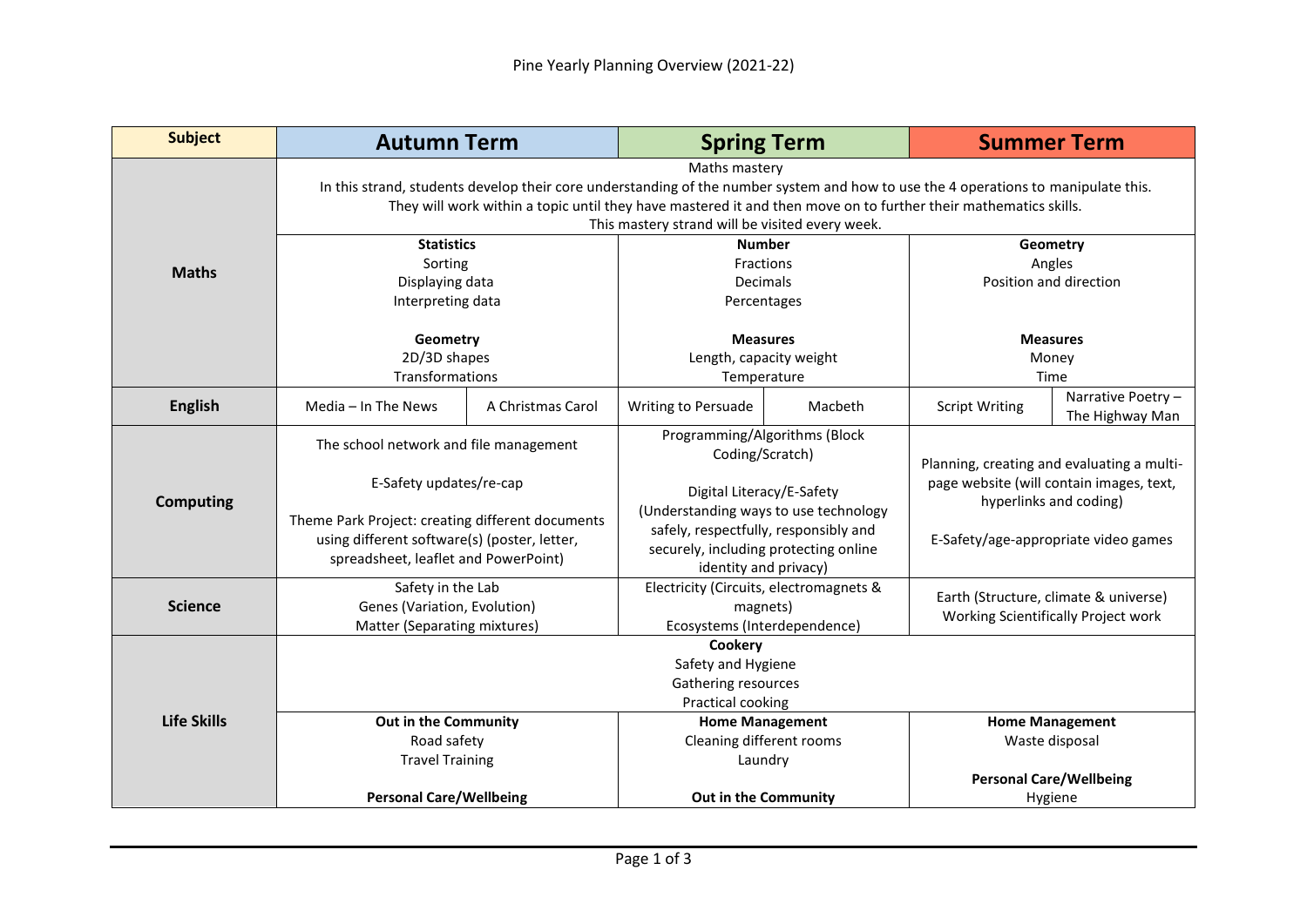# Pine Yearly Planning Overview (2021-22)

| Subject | Autumn Term | | Spring Term | | Summer Term | |
|---|---|---|---|---|---|---|
| **Maths** | Maths mastery<br>In this strand, students develop their core understanding of the number system and how to use the 4 operations to manipulate this.<br>They will work within a topic until they have mastered it and then move on to further their mathematics skills.<br>This mastery strand will be visited every week. | | | | | |
| | **Statistics**<br>Sorting<br>Displaying data<br>Interpreting data<br><br>**Geometry**<br>2D/3D shapes<br>Transformations | | **Number**<br>Fractions<br>Decimals<br>Percentages<br><br>**Measures**<br>Length, capacity weight<br>Temperature | | **Geometry**<br>Angles<br>Position and direction<br><br>**Measures**<br>Money<br>Time | |
| **English** | Media – In The News | A Christmas Carol | Writing to Persuade | Macbeth | Script Writing | Narrative Poetry – The Highway Man |
| **Computing** | The school network and file management<br><br>E-Safety updates/re-cap<br><br>Theme Park Project: creating different documents using different software(s) (poster, letter, spreadsheet, leaflet and PowerPoint) | | Programming/Algorithms (Block Coding/Scratch)<br><br>Digital Literacy/E-Safety<br>(Understanding ways to use technology safely, respectfully, responsibly and securely, including protecting online identity and privacy) | | Planning, creating and evaluating a multi-page website (will contain images, text, hyperlinks and coding)<br><br>E-Safety/age-appropriate video games | |
| **Science** | Safety in the Lab<br>Genes (Variation, Evolution)<br>Matter (Separating mixtures) | | Electricity (Circuits, electromagnets & magnets)<br>Ecosystems (Interdependence) | | Earth (Structure, climate & universe)<br>Working Scientifically Project work | |
| **Life Skills** | **Cookery**<br>Safety and Hygiene<br>Gathering resources<br>Practical cooking | | | | | |
| | **Out in the Community**<br>Road safety<br>Travel Training<br><br>**Personal Care/Wellbeing** | | **Home Management**<br>Cleaning different rooms<br>Laundry<br><br>**Out in the Community** | | **Home Management**<br>Waste disposal<br><br>**Personal Care/Wellbeing**<br>Hygiene | |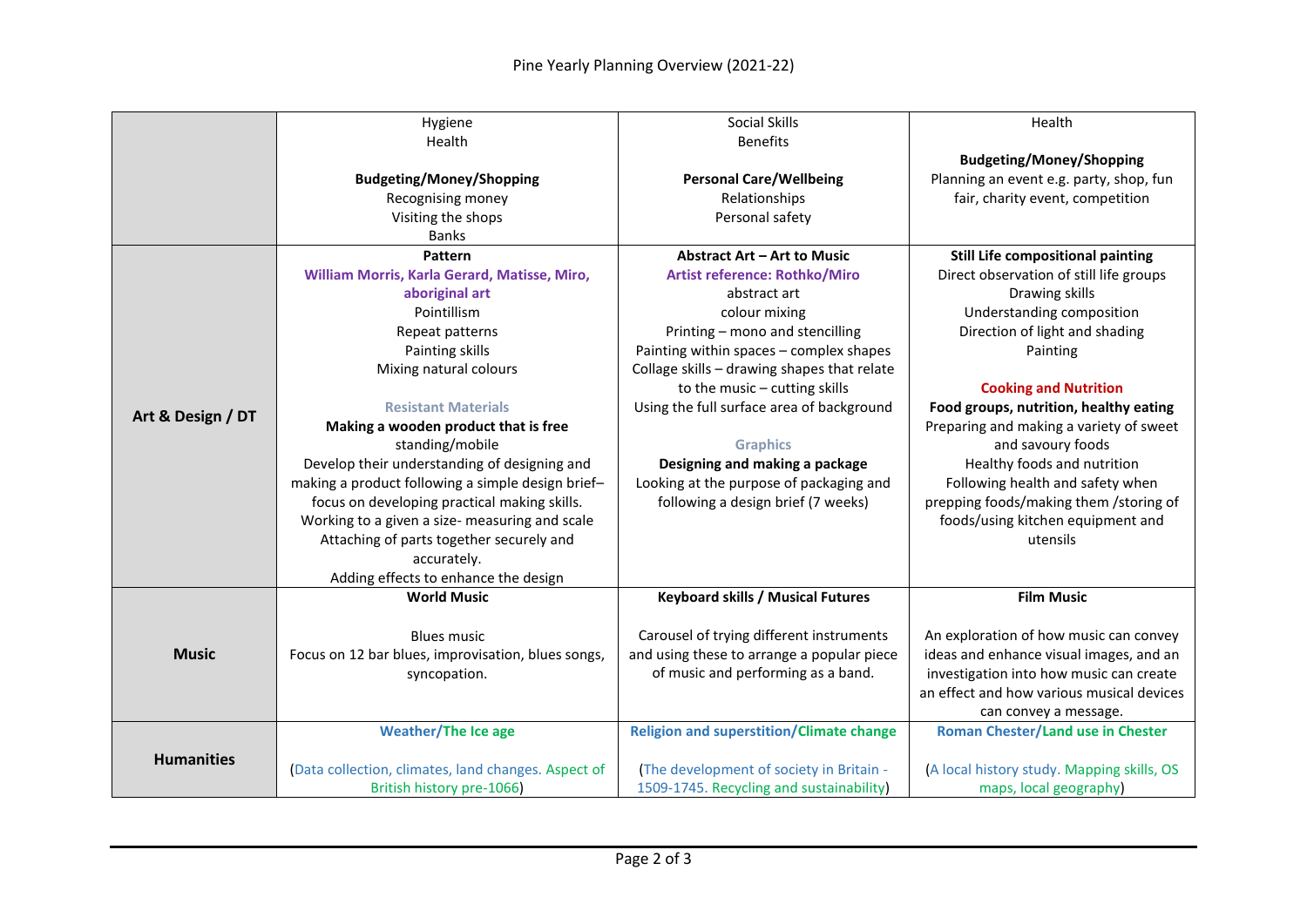# Pine Yearly Planning Overview (2021-22)

| | | | |
|---|---|---|---|
| | Hygiene<br>Health<br><br>**Budgeting/Money/Shopping**<br>Recognising money<br>Visiting the shops<br>Banks | Social Skills<br>Benefits<br><br>**Personal Care/Wellbeing**<br>Relationships<br>Personal safety | Health<br><br>**Budgeting/Money/Shopping**<br>Planning an event e.g. party, shop, fun fair, charity event, competition |
| **Art & Design / DT** | **Pattern**<br>**William Morris, Karla Gerard, Matisse, Miro, aboriginal art**<br>Pointillism<br>Repeat patterns<br>Painting skills<br>Mixing natural colours<br><br>**Resistant Materials**<br>**Making a wooden product that is free** standing/mobile<br>Develop their understanding of designing and making a product following a simple design brief– focus on developing practical making skills.<br>Working to a given a size- measuring and scale<br>Attaching of parts together securely and accurately.<br>Adding effects to enhance the design | **Abstract Art – Art to Music**<br>**Artist reference: Rothko/Miro**<br>abstract art<br>colour mixing<br>Printing – mono and stencilling<br>Painting within spaces – complex shapes<br>Collage skills – drawing shapes that relate to the music – cutting skills<br>Using the full surface area of background<br><br>**Graphics**<br>**Designing and making a package**<br>Looking at the purpose of packaging and following a design brief (7 weeks) | **Still Life compositional painting**<br>Direct observation of still life groups<br>Drawing skills<br>Understanding composition<br>Direction of light and shading<br>Painting<br><br>**Cooking and Nutrition**<br>**Food groups, nutrition, healthy eating**<br>Preparing and making a variety of sweet and savoury foods<br>Healthy foods and nutrition<br>Following health and safety when prepping foods/making them /storing of foods/using kitchen equipment and utensils |
| **Music** | **World Music**<br><br>Blues music<br>Focus on 12 bar blues, improvisation, blues songs, syncopation. | **Keyboard skills / Musical Futures**<br><br>Carousel of trying different instruments and using these to arrange a popular piece of music and performing as a band. | **Film Music**<br><br>An exploration of how music can convey ideas and enhance visual images, and an investigation into how music can create an effect and how various musical devices can convey a message. |
| **Humanities** | **Weather/The Ice age**<br><br>(Data collection, climates, land changes. Aspect of British history pre-1066) | **Religion and superstition/Climate change**<br><br>(The development of society in Britain - 1509-1745. Recycling and sustainability) | **Roman Chester/Land use in Chester**<br><br>(A local history study. Mapping skills, OS maps, local geography) |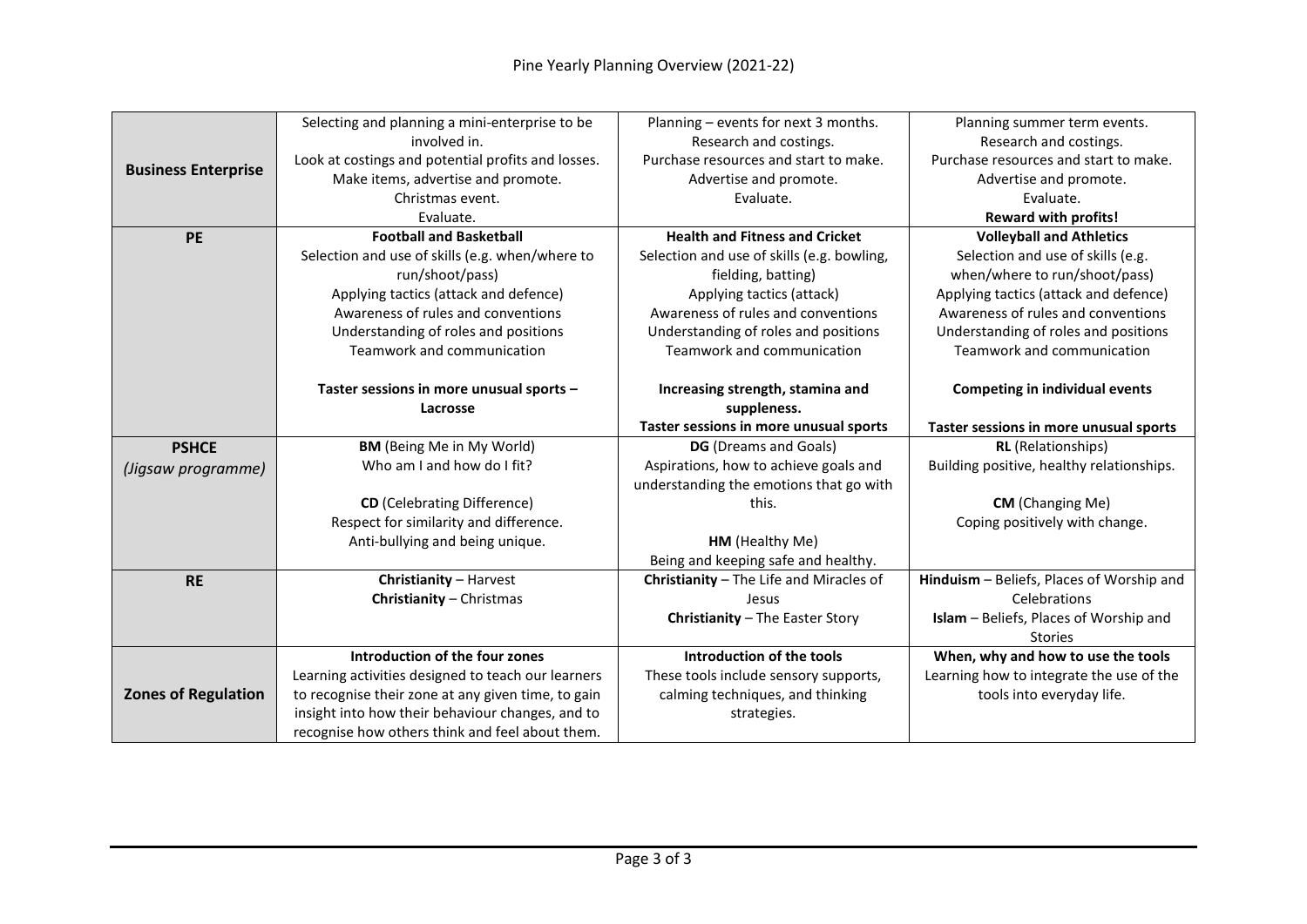# Pine Yearly Planning Overview (2021-22)

| | | | |
|---|---|---|---|
| **Business Enterprise** | Selecting and planning a mini-enterprise to be involved in.<br>Look at costings and potential profits and losses.<br>Make items, advertise and promote.<br>Christmas event.<br>Evaluate. | Planning – events for next 3 months.<br>Research and costings.<br>Purchase resources and start to make.<br>Advertise and promote.<br>Evaluate. | Planning summer term events.<br>Research and costings.<br>Purchase resources and start to make.<br>Advertise and promote.<br>Evaluate.<br>**Reward with profits!** |
| **PE** | **Football and Basketball**<br>Selection and use of skills (e.g. when/where to run/shoot/pass)<br>Applying tactics (attack and defence)<br>Awareness of rules and conventions<br>Understanding of roles and positions<br>Teamwork and communication<br><br>**Taster sessions in more unusual sports – Lacrosse** | **Health and Fitness and Cricket**<br>Selection and use of skills (e.g. bowling, fielding, batting)<br>Applying tactics (attack)<br>Awareness of rules and conventions<br>Understanding of roles and positions<br>Teamwork and communication<br><br>**Increasing strength, stamina and suppleness.**<br>**Taster sessions in more unusual sports** | **Volleyball and Athletics**<br>Selection and use of skills (e.g. when/where to run/shoot/pass)<br>Applying tactics (attack and defence)<br>Awareness of rules and conventions<br>Understanding of roles and positions<br>Teamwork and communication<br><br>**Competing in individual events**<br><br>**Taster sessions in more unusual sports** |
| **PSHCE**<br>*(Jigsaw programme)* | **BM** (Being Me in My World)<br>Who am I and how do I fit?<br><br>**CD** (Celebrating Difference)<br>Respect for similarity and difference.<br>Anti-bullying and being unique. | **DG** (Dreams and Goals)<br>Aspirations, how to achieve goals and understanding the emotions that go with this.<br><br>**HM** (Healthy Me)<br>Being and keeping safe and healthy. | **RL** (Relationships)<br>Building positive, healthy relationships.<br><br>**CM** (Changing Me)<br>Coping positively with change. |
| **RE** | **Christianity** – Harvest<br>**Christianity** – Christmas | **Christianity** – The Life and Miracles of Jesus<br>**Christianity** – The Easter Story | **Hinduism** – Beliefs, Places of Worship and Celebrations<br>**Islam** – Beliefs, Places of Worship and Stories |
| **Zones of Regulation** | **Introduction of the four zones**<br>Learning activities designed to teach our learners to recognise their zone at any given time, to gain insight into how their behaviour changes, and to recognise how others think and feel about them. | **Introduction of the tools**<br>These tools include sensory supports, calming techniques, and thinking strategies. | **When, why and how to use the tools**<br>Learning how to integrate the use of the tools into everyday life. |